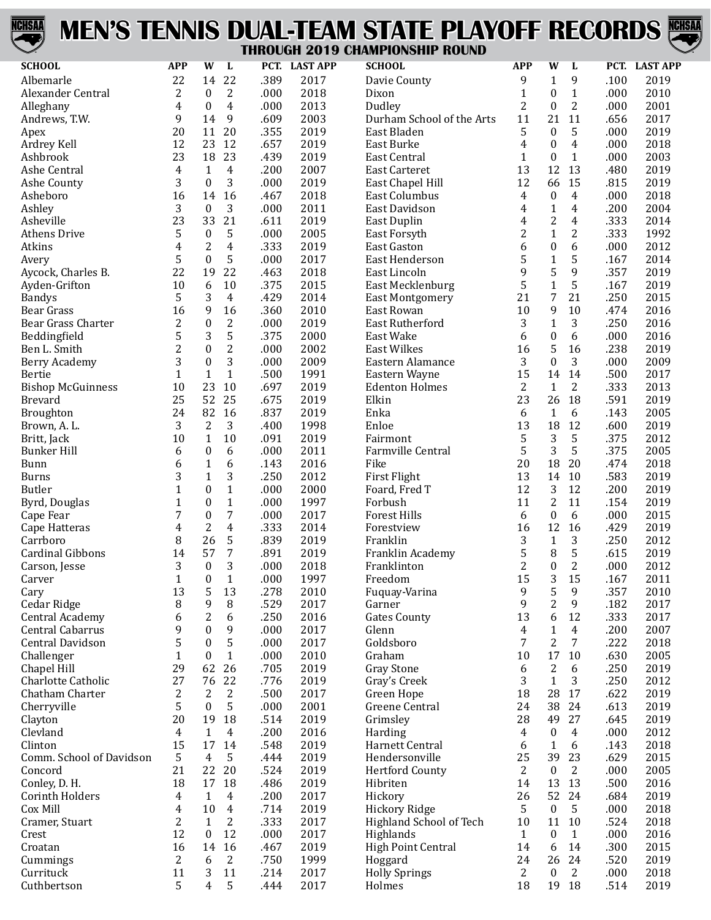# MEN'S TENNIS DUAL-TEAM STATE PLAYOFF RECORDS

### THROUGH 2019 CHAMPIONSHIP ROUND

| SCHOOL | APP | W | L | PCT. | LAST APP |
|---|---|---|---|---|---|
| Albemarle | 22 | 14 | 22 | .389 | 2017 |
| Alexander Central | 2 | 0 | 2 | .000 | 2018 |
| Alleghany | 4 | 0 | 4 | .000 | 2013 |
| Andrews, T.W. | 9 | 14 | 9 | .609 | 2003 |
| Apex | 20 | 11 | 20 | .355 | 2019 |
| Ardrey Kell | 12 | 23 | 12 | .657 | 2019 |
| Ashbrook | 23 | 18 | 23 | .439 | 2019 |
| Ashe Central | 4 | 1 | 4 | .200 | 2007 |
| Ashe County | 3 | 0 | 3 | .000 | 2019 |
| Asheboro | 16 | 14 | 16 | .467 | 2018 |
| Ashley | 3 | 0 | 3 | .000 | 2011 |
| Asheville | 23 | 33 | 21 | .611 | 2019 |
| Athens Drive | 5 | 0 | 5 | .000 | 2005 |
| Atkins | 4 | 2 | 4 | .333 | 2019 |
| Avery | 5 | 0 | 5 | .000 | 2017 |
| Aycock, Charles B. | 22 | 19 | 22 | .463 | 2018 |
| Ayden-Grifton | 10 | 6 | 10 | .375 | 2015 |
| Bandys | 5 | 3 | 4 | .429 | 2014 |
| Bear Grass | 16 | 9 | 16 | .360 | 2010 |
| Bear Grass Charter | 2 | 0 | 2 | .000 | 2019 |
| Beddingfield | 5 | 3 | 5 | .375 | 2000 |
| Ben L. Smith | 2 | 0 | 2 | .000 | 2002 |
| Berry Academy | 3 | 0 | 3 | .000 | 2009 |
| Bertie | 1 | 1 | 1 | .500 | 1991 |
| Bishop McGuinness | 10 | 23 | 10 | .697 | 2019 |
| Brevard | 25 | 52 | 25 | .675 | 2019 |
| Broughton | 24 | 82 | 16 | .837 | 2019 |
| Brown, A. L. | 3 | 2 | 3 | .400 | 1998 |
| Britt, Jack | 10 | 1 | 10 | .091 | 2019 |
| Bunker Hill | 6 | 0 | 6 | .000 | 2011 |
| Bunn | 6 | 1 | 6 | .143 | 2016 |
| Burns | 3 | 1 | 3 | .250 | 2012 |
| Butler | 1 | 0 | 1 | .000 | 2000 |
| Byrd, Douglas | 1 | 0 | 1 | .000 | 1997 |
| Cape Fear | 7 | 0 | 7 | .000 | 2017 |
| Cape Hatteras | 4 | 2 | 4 | .333 | 2014 |
| Carrboro | 8 | 26 | 5 | .839 | 2019 |
| Cardinal Gibbons | 14 | 57 | 7 | .891 | 2019 |
| Carson, Jesse | 3 | 0 | 3 | .000 | 2018 |
| Carver | 1 | 0 | 1 | .000 | 1997 |
| Cary | 13 | 5 | 13 | .278 | 2010 |
| Cedar Ridge | 8 | 9 | 8 | .529 | 2017 |
| Central Academy | 6 | 2 | 6 | .250 | 2016 |
| Central Cabarrus | 9 | 0 | 9 | .000 | 2017 |
| Central Davidson | 5 | 0 | 5 | .000 | 2017 |
| Challenger | 1 | 0 | 1 | .000 | 2010 |
| Chapel Hill | 29 | 62 | 26 | .705 | 2019 |
| Charlotte Catholic | 27 | 76 | 22 | .776 | 2019 |
| Chatham Charter | 2 | 2 | 2 | .500 | 2017 |
| Cherryville | 5 | 0 | 5 | .000 | 2001 |
| Clayton | 20 | 19 | 18 | .514 | 2019 |
| Clevland | 4 | 1 | 4 | .200 | 2016 |
| Clinton | 15 | 17 | 14 | .548 | 2019 |
| Comm. School of Davidson | 5 | 4 | 5 | .444 | 2019 |
| Concord | 21 | 22 | 20 | .524 | 2019 |
| Conley, D. H. | 18 | 17 | 18 | .486 | 2019 |
| Corinth Holders | 4 | 1 | 4 | .200 | 2017 |
| Cox Mill | 4 | 10 | 4 | .714 | 2019 |
| Cramer, Stuart | 2 | 1 | 2 | .333 | 2017 |
| Crest | 12 | 0 | 12 | .000 | 2017 |
| Croatan | 16 | 14 | 16 | .467 | 2019 |
| Cummings | 2 | 6 | 2 | .750 | 1999 |
| Currituck | 11 | 3 | 11 | .214 | 2017 |
| Cuthbertson | 5 | 4 | 5 | .444 | 2017 |
| Davie County | 9 | 1 | 9 | .100 | 2019 |
| Dixon | 1 | 0 | 1 | .000 | 2010 |
| Dudley | 2 | 0 | 2 | .000 | 2001 |
| Durham School of the Arts | 11 | 21 | 11 | .656 | 2017 |
| East Bladen | 5 | 0 | 5 | .000 | 2019 |
| East Burke | 4 | 0 | 4 | .000 | 2018 |
| East Central | 1 | 0 | 1 | .000 | 2003 |
| East Carteret | 13 | 12 | 13 | .480 | 2019 |
| East Chapel Hill | 12 | 66 | 15 | .815 | 2019 |
| East Columbus | 4 | 0 | 4 | .000 | 2018 |
| East Davidson | 4 | 1 | 4 | .200 | 2004 |
| East Duplin | 4 | 2 | 4 | .333 | 2014 |
| East Forsyth | 2 | 1 | 2 | .333 | 1992 |
| East Gaston | 6 | 0 | 6 | .000 | 2012 |
| East Henderson | 5 | 1 | 5 | .167 | 2014 |
| East Lincoln | 9 | 5 | 9 | .357 | 2019 |
| East Mecklenburg | 5 | 1 | 5 | .167 | 2019 |
| East Montgomery | 21 | 7 | 21 | .250 | 2015 |
| East Rowan | 10 | 9 | 10 | .474 | 2016 |
| East Rutherford | 3 | 1 | 3 | .250 | 2016 |
| East Wake | 6 | 0 | 6 | .000 | 2016 |
| East Wilkes | 16 | 5 | 16 | .238 | 2019 |
| Eastern Alamance | 3 | 0 | 3 | .000 | 2009 |
| Eastern Wayne | 15 | 14 | 14 | .500 | 2017 |
| Edenton Holmes | 2 | 1 | 2 | .333 | 2013 |
| Elkin | 23 | 26 | 18 | .591 | 2019 |
| Enka | 6 | 1 | 6 | .143 | 2005 |
| Enloe | 13 | 18 | 12 | .600 | 2019 |
| Fairmont | 5 | 3 | 5 | .375 | 2012 |
| Farmville Central | 5 | 3 | 5 | .375 | 2005 |
| Fike | 20 | 18 | 20 | .474 | 2018 |
| First Flight | 13 | 14 | 10 | .583 | 2019 |
| Foard, Fred T | 12 | 3 | 12 | .200 | 2019 |
| Forbush | 11 | 2 | 11 | .154 | 2019 |
| Forest Hills | 6 | 0 | 6 | .000 | 2015 |
| Forestview | 16 | 12 | 16 | .429 | 2019 |
| Franklin | 3 | 1 | 3 | .250 | 2012 |
| Franklin Academy | 5 | 8 | 5 | .615 | 2019 |
| Franklinton | 2 | 0 | 2 | .000 | 2012 |
| Freedom | 15 | 3 | 15 | .167 | 2011 |
| Fuquay-Varina | 9 | 5 | 9 | .357 | 2010 |
| Garner | 9 | 2 | 9 | .182 | 2017 |
| Gates County | 13 | 6 | 12 | .333 | 2017 |
| Glenn | 4 | 1 | 4 | .200 | 2007 |
| Goldsboro | 7 | 2 | 7 | .222 | 2018 |
| Graham | 10 | 17 | 10 | .630 | 2005 |
| Gray Stone | 6 | 2 | 6 | .250 | 2019 |
| Gray's Creek | 3 | 1 | 3 | .250 | 2012 |
| Green Hope | 18 | 28 | 17 | .622 | 2019 |
| Greene Central | 24 | 38 | 24 | .613 | 2019 |
| Grimsley | 28 | 49 | 27 | .645 | 2019 |
| Harding | 4 | 0 | 4 | .000 | 2012 |
| Harnett Central | 6 | 1 | 6 | .143 | 2018 |
| Hendersonville | 25 | 39 | 23 | .629 | 2015 |
| Hertford County | 2 | 0 | 2 | .000 | 2005 |
| Hibriten | 14 | 13 | 13 | .500 | 2016 |
| Hickory | 26 | 52 | 24 | .684 | 2019 |
| Hickory Ridge | 5 | 0 | 5 | .000 | 2018 |
| Highland School of Tech | 10 | 11 | 10 | .524 | 2018 |
| Highlands | 1 | 0 | 1 | .000 | 2016 |
| High Point Central | 14 | 6 | 14 | .300 | 2015 |
| Hoggard | 24 | 26 | 24 | .520 | 2019 |
| Holly Springs | 2 | 0 | 2 | .000 | 2018 |
| Holmes | 18 | 19 | 18 | .514 | 2019 |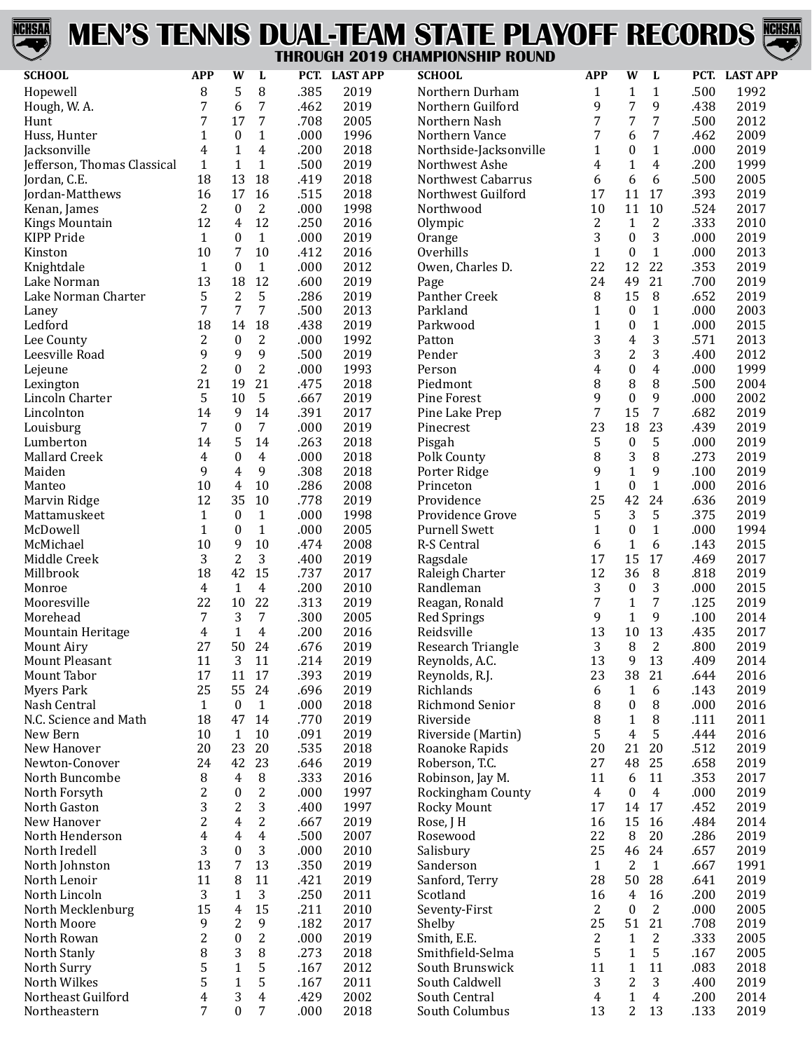# MEN'S TENNIS DUAL-TEAM STATE PLAYOFF RECORDS

### THROUGH 2019 CHAMPIONSHIP ROUND

| SCHOOL | APP | W | L | PCT. | LAST APP |
|---|---|---|---|---|---|
| Hopewell | 8 | 5 | 8 | .385 | 2019 |
| Hough, W. A. | 7 | 6 | 7 | .462 | 2019 |
| Hunt | 7 | 17 | 7 | .708 | 2005 |
| Huss, Hunter | 1 | 0 | 1 | .000 | 1996 |
| Jacksonville | 4 | 1 | 4 | .200 | 2018 |
| Jefferson, Thomas Classical | 1 | 1 | 1 | .500 | 2019 |
| Jordan, C.E. | 18 | 13 | 18 | .419 | 2018 |
| Jordan-Matthews | 16 | 17 | 16 | .515 | 2018 |
| Kenan, James | 2 | 0 | 2 | .000 | 1998 |
| Kings Mountain | 12 | 4 | 12 | .250 | 2016 |
| KIPP Pride | 1 | 0 | 1 | .000 | 2019 |
| Kinston | 10 | 7 | 10 | .412 | 2016 |
| Knightdale | 1 | 0 | 1 | .000 | 2012 |
| Lake Norman | 13 | 18 | 12 | .600 | 2019 |
| Lake Norman Charter | 5 | 2 | 5 | .286 | 2019 |
| Laney | 7 | 7 | 7 | .500 | 2013 |
| Ledford | 18 | 14 | 18 | .438 | 2019 |
| Lee County | 2 | 0 | 2 | .000 | 1992 |
| Leesville Road | 9 | 9 | 9 | .500 | 2019 |
| Lejeune | 2 | 0 | 2 | .000 | 1993 |
| Lexington | 21 | 19 | 21 | .475 | 2018 |
| Lincoln Charter | 5 | 10 | 5 | .667 | 2019 |
| Lincolnton | 14 | 9 | 14 | .391 | 2017 |
| Louisburg | 7 | 0 | 7 | .000 | 2019 |
| Lumberton | 14 | 5 | 14 | .263 | 2018 |
| Mallard Creek | 4 | 0 | 4 | .000 | 2018 |
| Maiden | 9 | 4 | 9 | .308 | 2018 |
| Manteo | 10 | 4 | 10 | .286 | 2008 |
| Marvin Ridge | 12 | 35 | 10 | .778 | 2019 |
| Mattamuskeet | 1 | 0 | 1 | .000 | 1998 |
| McDowell | 1 | 0 | 1 | .000 | 2005 |
| McMichael | 10 | 9 | 10 | .474 | 2008 |
| Middle Creek | 3 | 2 | 3 | .400 | 2019 |
| Millbrook | 18 | 42 | 15 | .737 | 2017 |
| Monroe | 4 | 1 | 4 | .200 | 2010 |
| Mooresville | 22 | 10 | 22 | .313 | 2019 |
| Morehead | 7 | 3 | 7 | .300 | 2005 |
| Mountain Heritage | 4 | 1 | 4 | .200 | 2016 |
| Mount Airy | 27 | 50 | 24 | .676 | 2019 |
| Mount Pleasant | 11 | 3 | 11 | .214 | 2019 |
| Mount Tabor | 17 | 11 | 17 | .393 | 2019 |
| Myers Park | 25 | 55 | 24 | .696 | 2019 |
| Nash Central | 1 | 0 | 1 | .000 | 2018 |
| N.C. Science and Math | 18 | 47 | 14 | .770 | 2019 |
| New Bern | 10 | 1 | 10 | .091 | 2019 |
| New Hanover | 20 | 23 | 20 | .535 | 2018 |
| Newton-Conover | 24 | 42 | 23 | .646 | 2019 |
| North Buncombe | 8 | 4 | 8 | .333 | 2016 |
| North Forsyth | 2 | 0 | 2 | .000 | 1997 |
| North Gaston | 3 | 2 | 3 | .400 | 1997 |
| New Hanover | 2 | 4 | 2 | .667 | 2019 |
| North Henderson | 4 | 4 | 4 | .500 | 2007 |
| North Iredell | 3 | 0 | 3 | .000 | 2010 |
| North Johnston | 13 | 7 | 13 | .350 | 2019 |
| North Lenoir | 11 | 8 | 11 | .421 | 2019 |
| North Lincoln | 3 | 1 | 3 | .250 | 2011 |
| North Mecklenburg | 15 | 4 | 15 | .211 | 2010 |
| North Moore | 9 | 2 | 9 | .182 | 2017 |
| North Rowan | 2 | 0 | 2 | .000 | 2019 |
| North Stanly | 8 | 3 | 8 | .273 | 2018 |
| North Surry | 5 | 1 | 5 | .167 | 2012 |
| North Wilkes | 5 | 1 | 5 | .167 | 2011 |
| Northeast Guilford | 4 | 3 | 4 | .429 | 2002 |
| Northeastern | 7 | 0 | 7 | .000 | 2018 |
| Northern Durham | 1 | 1 | 1 | .500 | 1992 |
| Northern Guilford | 9 | 7 | 9 | .438 | 2019 |
| Northern Nash | 7 | 7 | 7 | .500 | 2012 |
| Northern Vance | 7 | 6 | 7 | .462 | 2009 |
| Northside-Jacksonville | 1 | 0 | 1 | .000 | 2019 |
| Northwest Ashe | 4 | 1 | 4 | .200 | 1999 |
| Northwest Cabarrus | 6 | 6 | 6 | .500 | 2005 |
| Northwest Guilford | 17 | 11 | 17 | .393 | 2019 |
| Northwood | 10 | 11 | 10 | .524 | 2017 |
| Olympic | 2 | 1 | 2 | .333 | 2010 |
| Orange | 3 | 0 | 3 | .000 | 2019 |
| Overhills | 1 | 0 | 1 | .000 | 2013 |
| Owen, Charles D. | 22 | 12 | 22 | .353 | 2019 |
| Page | 24 | 49 | 21 | .700 | 2019 |
| Panther Creek | 8 | 15 | 8 | .652 | 2019 |
| Parkland | 1 | 0 | 1 | .000 | 2003 |
| Parkwood | 1 | 0 | 1 | .000 | 2015 |
| Patton | 3 | 4 | 3 | .571 | 2013 |
| Pender | 3 | 2 | 3 | .400 | 2012 |
| Person | 4 | 0 | 4 | .000 | 1999 |
| Piedmont | 8 | 8 | 8 | .500 | 2004 |
| Pine Forest | 9 | 0 | 9 | .000 | 2002 |
| Pine Lake Prep | 7 | 15 | 7 | .682 | 2019 |
| Pinecrest | 23 | 18 | 23 | .439 | 2019 |
| Pisgah | 5 | 0 | 5 | .000 | 2019 |
| Polk County | 8 | 3 | 8 | .273 | 2019 |
| Porter Ridge | 9 | 1 | 9 | .100 | 2019 |
| Princeton | 1 | 0 | 1 | .000 | 2016 |
| Providence | 25 | 42 | 24 | .636 | 2019 |
| Providence Grove | 5 | 3 | 5 | .375 | 2019 |
| Purnell Swett | 1 | 0 | 1 | .000 | 1994 |
| R-S Central | 6 | 1 | 6 | .143 | 2015 |
| Ragsdale | 17 | 15 | 17 | .469 | 2017 |
| Raleigh Charter | 12 | 36 | 8 | .818 | 2019 |
| Randleman | 3 | 0 | 3 | .000 | 2015 |
| Reagan, Ronald | 7 | 1 | 7 | .125 | 2019 |
| Red Springs | 9 | 1 | 9 | .100 | 2014 |
| Reidsville | 13 | 10 | 13 | .435 | 2017 |
| Research Triangle | 3 | 8 | 2 | .800 | 2019 |
| Reynolds, A.C. | 13 | 9 | 13 | .409 | 2014 |
| Reynolds, R.J. | 23 | 38 | 21 | .644 | 2016 |
| Richlands | 6 | 1 | 6 | .143 | 2019 |
| Richmond Senior | 8 | 0 | 8 | .000 | 2016 |
| Riverside | 8 | 1 | 8 | .111 | 2011 |
| Riverside (Martin) | 5 | 4 | 5 | .444 | 2016 |
| Roanoke Rapids | 20 | 21 | 20 | .512 | 2019 |
| Roberson, T.C. | 27 | 48 | 25 | .658 | 2019 |
| Robinson, Jay M. | 11 | 6 | 11 | .353 | 2017 |
| Rockingham County | 4 | 0 | 4 | .000 | 2019 |
| Rocky Mount | 17 | 14 | 17 | .452 | 2019 |
| Rose, J H | 16 | 15 | 16 | .484 | 2014 |
| Rosewood | 22 | 8 | 20 | .286 | 2019 |
| Salisbury | 25 | 46 | 24 | .657 | 2019 |
| Sanderson | 1 | 2 | 1 | .667 | 1991 |
| Sanford, Terry | 28 | 50 | 28 | .641 | 2019 |
| Scotland | 16 | 4 | 16 | .200 | 2019 |
| Seventy-First | 2 | 0 | 2 | .000 | 2005 |
| Shelby | 25 | 51 | 21 | .708 | 2019 |
| Smith, E.E. | 2 | 1 | 2 | .333 | 2005 |
| Smithfield-Selma | 5 | 1 | 5 | .167 | 2005 |
| South Brunswick | 11 | 1 | 11 | .083 | 2018 |
| South Caldwell | 3 | 2 | 3 | .400 | 2019 |
| South Central | 4 | 1 | 4 | .200 | 2014 |
| South Columbus | 13 | 2 | 13 | .133 | 2019 |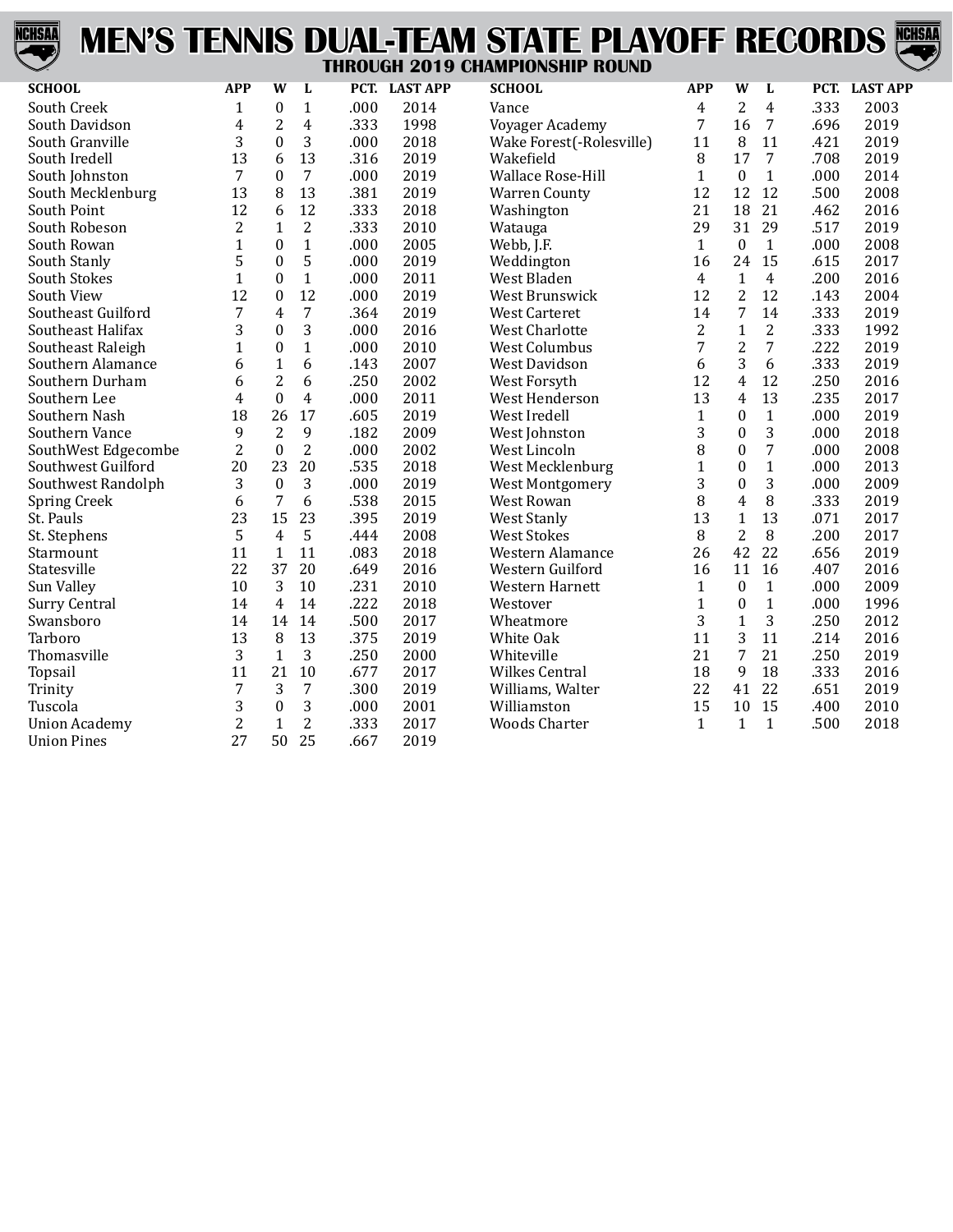# MEN'S TENNIS DUAL-TEAM STATE PLAYOFF RECORDS

### THROUGH 2019 CHAMPIONSHIP ROUND

| SCHOOL | APP | W | L | PCT. | LAST APP |
|---|---|---|---|---|---|
| South Creek | 1 | 0 | 1 | .000 | 2014 |
| South Davidson | 4 | 2 | 4 | .333 | 1998 |
| South Granville | 3 | 0 | 3 | .000 | 2018 |
| South Iredell | 13 | 6 | 13 | .316 | 2019 |
| South Johnston | 7 | 0 | 7 | .000 | 2019 |
| South Mecklenburg | 13 | 8 | 13 | .381 | 2019 |
| South Point | 12 | 6 | 12 | .333 | 2018 |
| South Robeson | 2 | 1 | 2 | .333 | 2010 |
| South Rowan | 1 | 0 | 1 | .000 | 2005 |
| South Stanly | 5 | 0 | 5 | .000 | 2019 |
| South Stokes | 1 | 0 | 1 | .000 | 2011 |
| South View | 12 | 0 | 12 | .000 | 2019 |
| Southeast Guilford | 7 | 4 | 7 | .364 | 2019 |
| Southeast Halifax | 3 | 0 | 3 | .000 | 2016 |
| Southeast Raleigh | 1 | 0 | 1 | .000 | 2010 |
| Southern Alamance | 6 | 1 | 6 | .143 | 2007 |
| Southern Durham | 6 | 2 | 6 | .250 | 2002 |
| Southern Lee | 4 | 0 | 4 | .000 | 2011 |
| Southern Nash | 18 | 26 | 17 | .605 | 2019 |
| Southern Vance | 9 | 2 | 9 | .182 | 2009 |
| SouthWest Edgecombe | 2 | 0 | 2 | .000 | 2002 |
| Southwest Guilford | 20 | 23 | 20 | .535 | 2018 |
| Southwest Randolph | 3 | 0 | 3 | .000 | 2019 |
| Spring Creek | 6 | 7 | 6 | .538 | 2015 |
| St. Pauls | 23 | 15 | 23 | .395 | 2019 |
| St. Stephens | 5 | 4 | 5 | .444 | 2008 |
| Starmount | 11 | 1 | 11 | .083 | 2018 |
| Statesville | 22 | 37 | 20 | .649 | 2016 |
| Sun Valley | 10 | 3 | 10 | .231 | 2010 |
| Surry Central | 14 | 4 | 14 | .222 | 2018 |
| Swansboro | 14 | 14 | 14 | .500 | 2017 |
| Tarboro | 13 | 8 | 13 | .375 | 2019 |
| Thomasville | 3 | 1 | 3 | .250 | 2000 |
| Topsail | 11 | 21 | 10 | .677 | 2017 |
| Trinity | 7 | 3 | 7 | .300 | 2019 |
| Tuscola | 3 | 0 | 3 | .000 | 2001 |
| Union Academy | 2 | 1 | 2 | .333 | 2017 |
| Union Pines | 27 | 50 | 25 | .667 | 2019 |
| Vance | 4 | 2 | 4 | .333 | 2003 |
| Voyager Academy | 7 | 16 | 7 | .696 | 2019 |
| Wake Forest(-Rolesville) | 11 | 8 | 11 | .421 | 2019 |
| Wakefield | 8 | 17 | 7 | .708 | 2019 |
| Wallace Rose-Hill | 1 | 0 | 1 | .000 | 2014 |
| Warren County | 12 | 12 | 12 | .500 | 2008 |
| Washington | 21 | 18 | 21 | .462 | 2016 |
| Watauga | 29 | 31 | 29 | .517 | 2019 |
| Webb, J.F. | 1 | 0 | 1 | .000 | 2008 |
| Weddington | 16 | 24 | 15 | .615 | 2017 |
| West Bladen | 4 | 1 | 4 | .200 | 2016 |
| West Brunswick | 12 | 2 | 12 | .143 | 2004 |
| West Carteret | 14 | 7 | 14 | .333 | 2019 |
| West Charlotte | 2 | 1 | 2 | .333 | 1992 |
| West Columbus | 7 | 2 | 7 | .222 | 2019 |
| West Davidson | 6 | 3 | 6 | .333 | 2019 |
| West Forsyth | 12 | 4 | 12 | .250 | 2016 |
| West Henderson | 13 | 4 | 13 | .235 | 2017 |
| West Iredell | 1 | 0 | 1 | .000 | 2019 |
| West Johnston | 3 | 0 | 3 | .000 | 2018 |
| West Lincoln | 8 | 0 | 7 | .000 | 2008 |
| West Mecklenburg | 1 | 0 | 1 | .000 | 2013 |
| West Montgomery | 3 | 0 | 3 | .000 | 2009 |
| West Rowan | 8 | 4 | 8 | .333 | 2019 |
| West Stanly | 13 | 1 | 13 | .071 | 2017 |
| West Stokes | 8 | 2 | 8 | .200 | 2017 |
| Western Alamance | 26 | 42 | 22 | .656 | 2019 |
| Western Guilford | 16 | 11 | 16 | .407 | 2016 |
| Western Harnett | 1 | 0 | 1 | .000 | 2009 |
| Westover | 1 | 0 | 1 | .000 | 1996 |
| Wheatmore | 3 | 1 | 3 | .250 | 2012 |
| White Oak | 11 | 3 | 11 | .214 | 2016 |
| Whiteville | 21 | 7 | 21 | .250 | 2019 |
| Wilkes Central | 18 | 9 | 18 | .333 | 2016 |
| Williams, Walter | 22 | 41 | 22 | .651 | 2019 |
| Williamston | 15 | 10 | 15 | .400 | 2010 |
| Woods Charter | 1 | 1 | 1 | .500 | 2018 |